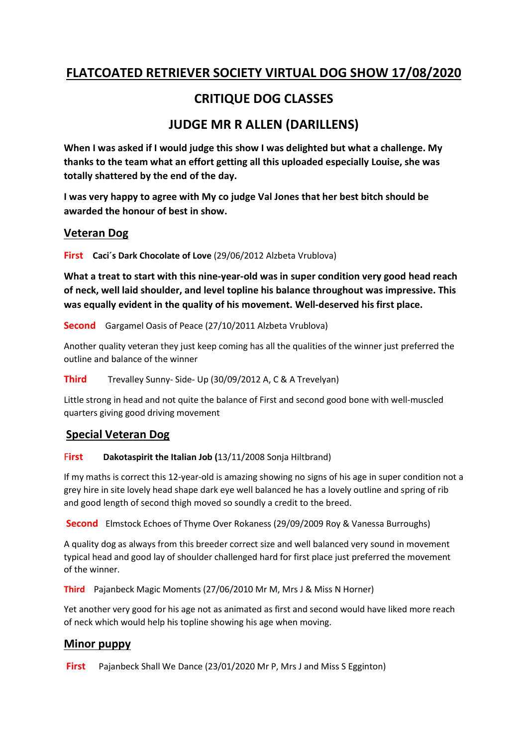# FLATCOATED RETRIEVER SOCIETY VIRTUAL DOG SHOW 17/08/2020

## CRITIQUE DOG CLASSES

## JUDGE MR R ALLEN (DARILLENS)

**When I was asked if I would judge this show I was delighted but what a challenge. My thanks to the team what an effort getting all this uploaded especially Louise, she was totally shattered by the end of the day.**

**I was very happy to agree with My co judge Val Jones that her best bitch should be awarded the honour of best in show.**

### Veteran Dog

**First** **Caci´s Dark Chocolate of Love** (29/06/2012 Alzbeta Vrublova)

**What a treat to start with this nine-year-old was in super condition very good head reach of neck, well laid shoulder, and level topline his balance throughout was impressive. This was equally evident in the quality of his movement. Well-deserved his first place.**

**Second** Gargamel Oasis of Peace (27/10/2011 Alzbeta Vrublova)

Another quality veteran they just keep coming has all the qualities of the winner just preferred the outline and balance of the winner

**Third** Trevalley Sunny- Side- Up (30/09/2012 A, C & A Trevelyan)

Little strong in head and not quite the balance of First and second good bone with well-muscled quarters giving good driving movement

### Special Veteran Dog

**First** **Dakotaspirit the Italian Job (**13/11/2008 Sonja Hiltbrand)

If my maths is correct this 12-year-old is amazing showing no signs of his age in super condition not a grey hire in site lovely head shape dark eye well balanced he has a lovely outline and spring of rib and good length of second thigh moved so soundly a credit to the breed.

**Second** Elmstock Echoes of Thyme Over Rokaness (29/09/2009 Roy & Vanessa Burroughs)

A quality dog as always from this breeder correct size and well balanced very sound in movement typical head and good lay of shoulder challenged hard for first place just preferred the movement of the winner.

**Third** Pajanbeck Magic Moments (27/06/2010 Mr M, Mrs J & Miss N Horner)

Yet another very good for his age not as animated as first and second would have liked more reach of neck which would help his topline showing his age when moving.

### Minor puppy

**First** Pajanbeck Shall We Dance (23/01/2020 Mr P, Mrs J and Miss S Egginton)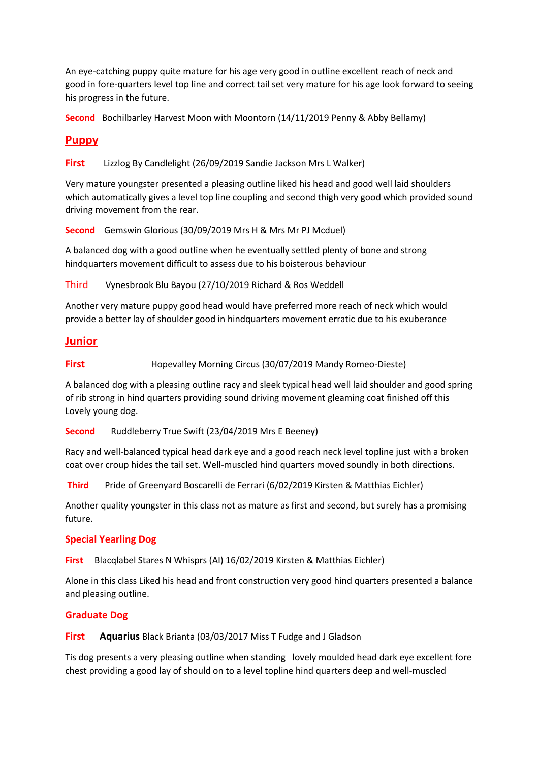An eye-catching puppy quite mature for his age very good in outline excellent reach of neck and good in fore-quarters level top line and correct tail set very mature for his age look forward to seeing his progress in the future.

**Second** Bochilbarley Harvest Moon with Moontorn (14/11/2019 Penny & Abby Bellamy)

## Puppy

**First** Lizzlog By Candlelight (26/09/2019 Sandie Jackson Mrs L Walker)

Very mature youngster presented a pleasing outline liked his head and good well laid shoulders which automatically gives a level top line coupling and second thigh very good which provided sound driving movement from the rear.

**Second** Gemswin Glorious (30/09/2019 Mrs H & Mrs Mr PJ Mcduel)

A balanced dog with a good outline when he eventually settled plenty of bone and strong hindquarters movement difficult to assess due to his boisterous behaviour

Third Vynesbrook Blu Bayou (27/10/2019 Richard & Ros Weddell

Another very mature puppy good head would have preferred more reach of neck which would provide a better lay of shoulder good in hindquarters movement erratic due to his exuberance

## Junior

**First** Hopevalley Morning Circus (30/07/2019 Mandy Romeo-Dieste)

A balanced dog with a pleasing outline racy and sleek typical head well laid shoulder and good spring of rib strong in hind quarters providing sound driving movement gleaming coat finished off this Lovely young dog.

**Second** Ruddleberry True Swift (23/04/2019 Mrs E Beeney)

Racy and well-balanced typical head dark eye and a good reach neck level topline just with a broken coat over croup hides the tail set. Well-muscled hind quarters moved soundly in both directions.

**Third** Pride of Greenyard Boscarelli de Ferrari (6/02/2019 Kirsten & Matthias Eichler)

Another quality youngster in this class not as mature as first and second, but surely has a promising future.

### Special Yearling Dog

**First** Blacqlabel Stares N Whisprs (AI) 16/02/2019 Kirsten & Matthias Eichler)

Alone in this class Liked his head and front construction very good hind quarters presented a balance and pleasing outline.

### Graduate Dog

**First** **Aquarius** Black Brianta (03/03/2017 Miss T Fudge and J Gladson

Tis dog presents a very pleasing outline when standing lovely moulded head dark eye excellent fore chest providing a good lay of should on to a level topline hind quarters deep and well-muscled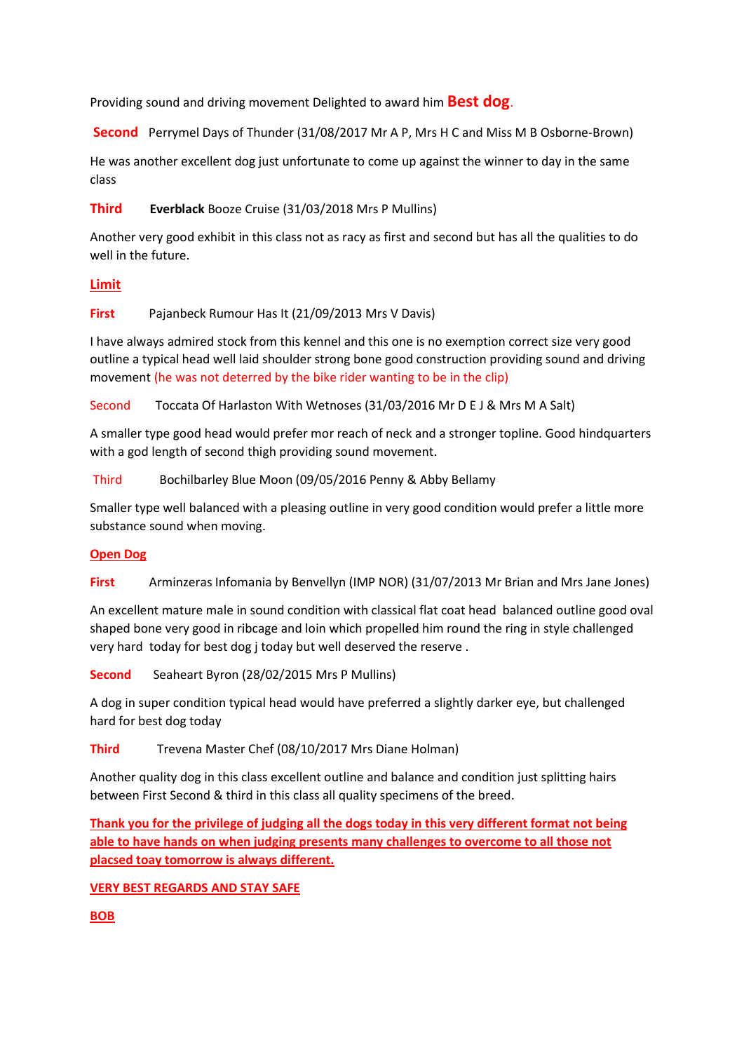Providing sound and driving movement Delighted to award him **Best dog**.

**Second** Perrymel Days of Thunder (31/08/2017 Mr A P, Mrs H C and Miss M B Osborne-Brown)

He was another excellent dog just unfortunate to come up against the winner to day in the same class

**Third** **Everblack** Booze Cruise (31/03/2018 Mrs P Mullins)

Another very good exhibit in this class not as racy as first and second but has all the qualities to do well in the future.

## Limit

**First** Pajanbeck Rumour Has It (21/09/2013 Mrs V Davis)

I have always admired stock from this kennel and this one is no exemption correct size very good outline a typical head well laid shoulder strong bone good construction providing sound and driving movement (he was not deterred by the bike rider wanting to be in the clip)

Second Toccata Of Harlaston With Wetnoses (31/03/2016 Mr D E J & Mrs M A Salt)

A smaller type good head would prefer mor reach of neck and a stronger topline. Good hindquarters with a god length of second thigh providing sound movement.

Third Bochilbarley Blue Moon (09/05/2016 Penny & Abby Bellamy

Smaller type well balanced with a pleasing outline in very good condition would prefer a little more substance sound when moving.

## Open Dog

**First** Arminzeras Infomania by Benvellyn (IMP NOR) (31/07/2013 Mr Brian and Mrs Jane Jones)

An excellent mature male in sound condition with classical flat coat head balanced outline good oval shaped bone very good in ribcage and loin which propelled him round the ring in style challenged very hard today for best dog j today but well deserved the reserve .

**Second** Seaheart Byron (28/02/2015 Mrs P Mullins)

A dog in super condition typical head would have preferred a slightly darker eye, but challenged hard for best dog today

**Third** Trevena Master Chef (08/10/2017 Mrs Diane Holman)

Another quality dog in this class excellent outline and balance and condition just splitting hairs between First Second & third in this class all quality specimens of the breed.

**Thank you for the privilege of judging all the dogs today in this very different format not being able to have hands on when judging presents many challenges to overcome to all those not placsed toay tomorrow is always different.**

**VERY BEST REGARDS AND STAY SAFE**

## BOB